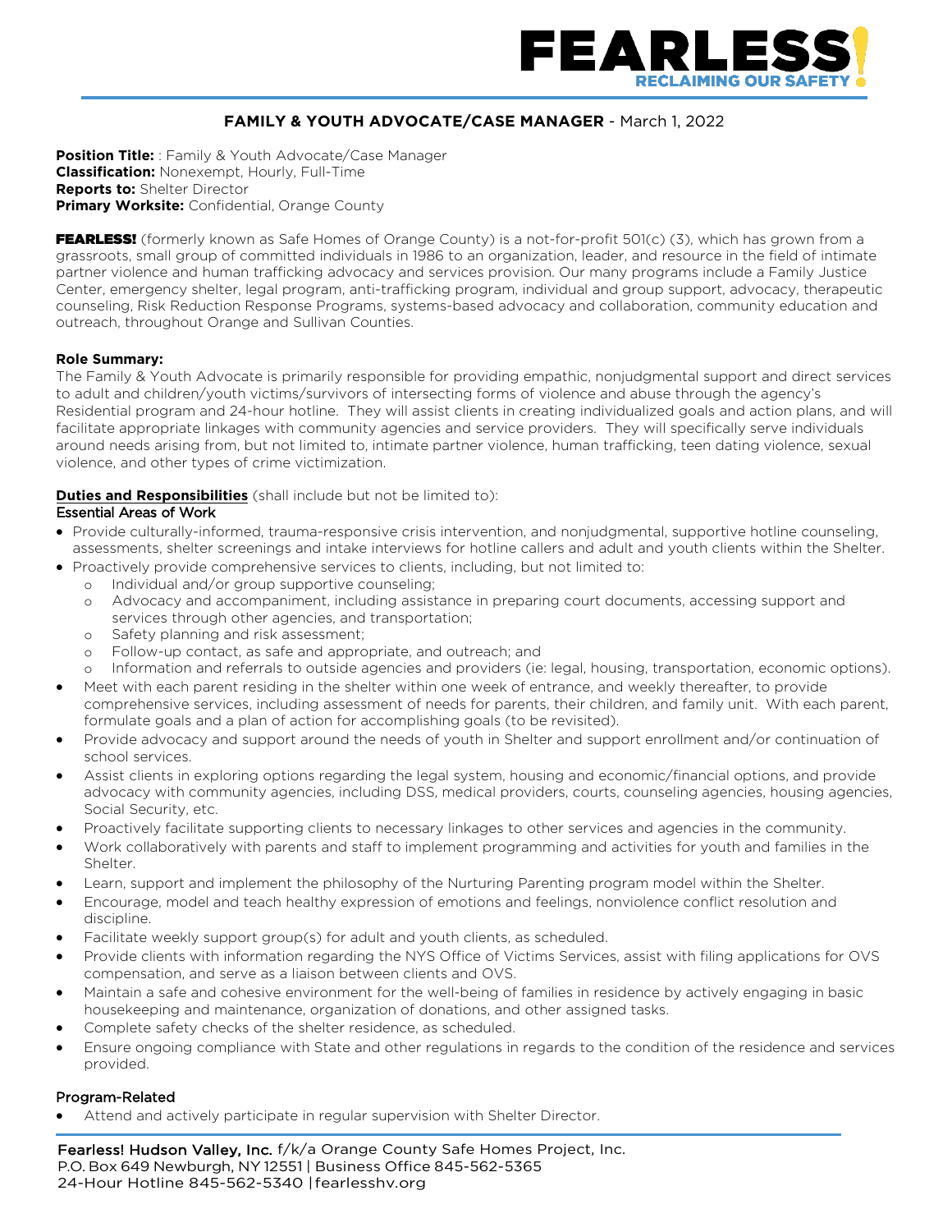**FEARLESS!**
RECLAIMING OUR SAFETY

# FAMILY & YOUTH ADVOCATE/CASE MANAGER - March 1, 2022

**Position Title:** : Family & Youth Advocate/Case Manager
**Classification:** Nonexempt, Hourly, Full-Time
**Reports to:** Shelter Director
**Primary Worksite:** Confidential, Orange County

**FEARLESS!** (formerly known as Safe Homes of Orange County) is a not-for-profit 501(c) (3), which has grown from a grassroots, small group of committed individuals in 1986 to an organization, leader, and resource in the field of intimate partner violence and human trafficking advocacy and services provision. Our many programs include a Family Justice Center, emergency shelter, legal program, anti-trafficking program, individual and group support, advocacy, therapeutic counseling, Risk Reduction Response Programs, systems-based advocacy and collaboration, community education and outreach, throughout Orange and Sullivan Counties.

**Role Summary:**
The Family & Youth Advocate is primarily responsible for providing empathic, nonjudgmental support and direct services to adult and children/youth victims/survivors of intersecting forms of violence and abuse through the agency's Residential program and 24-hour hotline. They will assist clients in creating individualized goals and action plans, and will facilitate appropriate linkages with community agencies and service providers. They will specifically serve individuals around needs arising from, but not limited to, intimate partner violence, human trafficking, teen dating violence, sexual violence, and other types of crime victimization.

**Duties and Responsibilities** (shall include but not be limited to):

### Essential Areas of Work

- Provide culturally-informed, trauma-responsive crisis intervention, and nonjudgmental, supportive hotline counseling, assessments, shelter screenings and intake interviews for hotline callers and adult and youth clients within the Shelter.
- Proactively provide comprehensive services to clients, including, but not limited to:
  - Individual and/or group supportive counseling;
  - Advocacy and accompaniment, including assistance in preparing court documents, accessing support and services through other agencies, and transportation;
  - Safety planning and risk assessment;
  - Follow-up contact, as safe and appropriate, and outreach; and
  - Information and referrals to outside agencies and providers (ie: legal, housing, transportation, economic options).
- Meet with each parent residing in the shelter within one week of entrance, and weekly thereafter, to provide comprehensive services, including assessment of needs for parents, their children, and family unit. With each parent, formulate goals and a plan of action for accomplishing goals (to be revisited).
- Provide advocacy and support around the needs of youth in Shelter and support enrollment and/or continuation of school services.
- Assist clients in exploring options regarding the legal system, housing and economic/financial options, and provide advocacy with community agencies, including DSS, medical providers, courts, counseling agencies, housing agencies, Social Security, etc.
- Proactively facilitate supporting clients to necessary linkages to other services and agencies in the community.
- Work collaboratively with parents and staff to implement programming and activities for youth and families in the Shelter.
- Learn, support and implement the philosophy of the Nurturing Parenting program model within the Shelter.
- Encourage, model and teach healthy expression of emotions and feelings, nonviolence conflict resolution and discipline.
- Facilitate weekly support group(s) for adult and youth clients, as scheduled.
- Provide clients with information regarding the NYS Office of Victims Services, assist with filing applications for OVS compensation, and serve as a liaison between clients and OVS.
- Maintain a safe and cohesive environment for the well-being of families in residence by actively engaging in basic housekeeping and maintenance, organization of donations, and other assigned tasks.
- Complete safety checks of the shelter residence, as scheduled.
- Ensure ongoing compliance with State and other regulations in regards to the condition of the residence and services provided.

### Program-Related

- Attend and actively participate in regular supervision with Shelter Director.

Fearless! Hudson Valley, Inc. f/k/a Orange County Safe Homes Project, Inc.
P.O. Box 649 Newburgh, NY 12551 | Business Office 845-562-5365
24-Hour Hotline 845-562-5340 | fearlesshv.org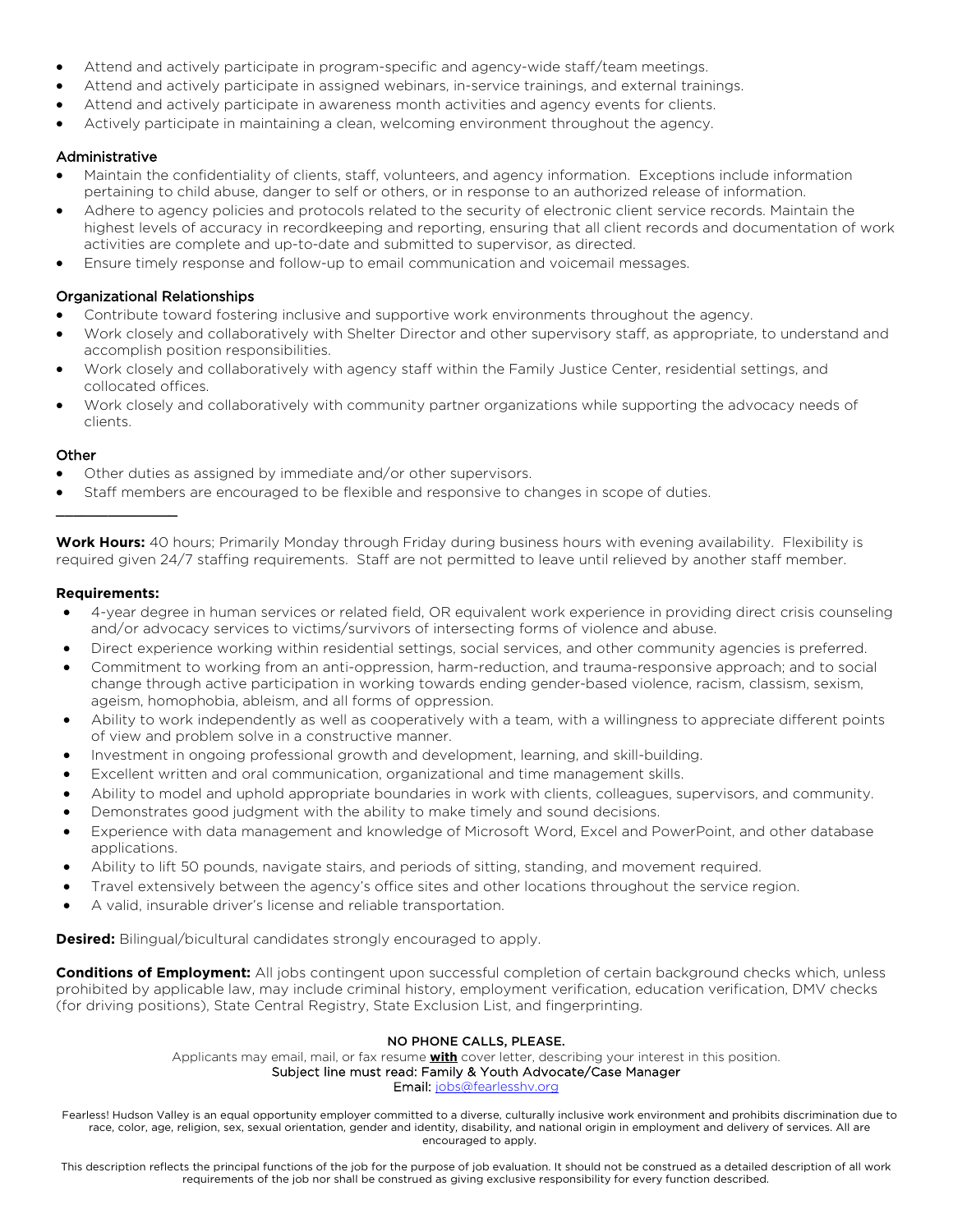- Attend and actively participate in program-specific and agency-wide staff/team meetings.
- Attend and actively participate in assigned webinars, in-service trainings, and external trainings.
- Attend and actively participate in awareness month activities and agency events for clients.
- Actively participate in maintaining a clean, welcoming environment throughout the agency.

### Administrative

- Maintain the confidentiality of clients, staff, volunteers, and agency information. Exceptions include information pertaining to child abuse, danger to self or others, or in response to an authorized release of information.
- Adhere to agency policies and protocols related to the security of electronic client service records. Maintain the highest levels of accuracy in recordkeeping and reporting, ensuring that all client records and documentation of work activities are complete and up-to-date and submitted to supervisor, as directed.
- Ensure timely response and follow-up to email communication and voicemail messages.

### Organizational Relationships

- Contribute toward fostering inclusive and supportive work environments throughout the agency.
- Work closely and collaboratively with Shelter Director and other supervisory staff, as appropriate, to understand and accomplish position responsibilities.
- Work closely and collaboratively with agency staff within the Family Justice Center, residential settings, and collocated offices.
- Work closely and collaboratively with community partner organizations while supporting the advocacy needs of clients.

### Other

- Other duties as assigned by immediate and/or other supervisors.
- Staff members are encouraged to be flexible and responsive to changes in scope of duties.

---

**Work Hours:** 40 hours; Primarily Monday through Friday during business hours with evening availability. Flexibility is required given 24/7 staffing requirements. Staff are not permitted to leave until relieved by another staff member.

**Requirements:**

- 4-year degree in human services or related field, OR equivalent work experience in providing direct crisis counseling and/or advocacy services to victims/survivors of intersecting forms of violence and abuse.
- Direct experience working within residential settings, social services, and other community agencies is preferred.
- Commitment to working from an anti-oppression, harm-reduction, and trauma-responsive approach; and to social change through active participation in working towards ending gender-based violence, racism, classism, sexism, ageism, homophobia, ableism, and all forms of oppression.
- Ability to work independently as well as cooperatively with a team, with a willingness to appreciate different points of view and problem solve in a constructive manner.
- Investment in ongoing professional growth and development, learning, and skill-building.
- Excellent written and oral communication, organizational and time management skills.
- Ability to model and uphold appropriate boundaries in work with clients, colleagues, supervisors, and community.
- Demonstrates good judgment with the ability to make timely and sound decisions.
- Experience with data management and knowledge of Microsoft Word, Excel and PowerPoint, and other database applications.
- Ability to lift 50 pounds, navigate stairs, and periods of sitting, standing, and movement required.
- Travel extensively between the agency's office sites and other locations throughout the service region.
- A valid, insurable driver's license and reliable transportation.

**Desired:** Bilingual/bicultural candidates strongly encouraged to apply.

**Conditions of Employment:** All jobs contingent upon successful completion of certain background checks which, unless prohibited by applicable law, may include criminal history, employment verification, education verification, DMV checks (for driving positions), State Central Registry, State Exclusion List, and fingerprinting.

**NO PHONE CALLS, PLEASE.**

Applicants may email, mail, or fax resume **with** cover letter, describing your interest in this position.

Subject line must read: Family & Youth Advocate/Case Manager

Email: jobs@fearlesshv.org

Fearless! Hudson Valley is an equal opportunity employer committed to a diverse, culturally inclusive work environment and prohibits discrimination due to race, color, age, religion, sex, sexual orientation, gender and identity, disability, and national origin in employment and delivery of services. All are encouraged to apply.

This description reflects the principal functions of the job for the purpose of job evaluation. It should not be construed as a detailed description of all work requirements of the job nor shall be construed as giving exclusive responsibility for every function described.